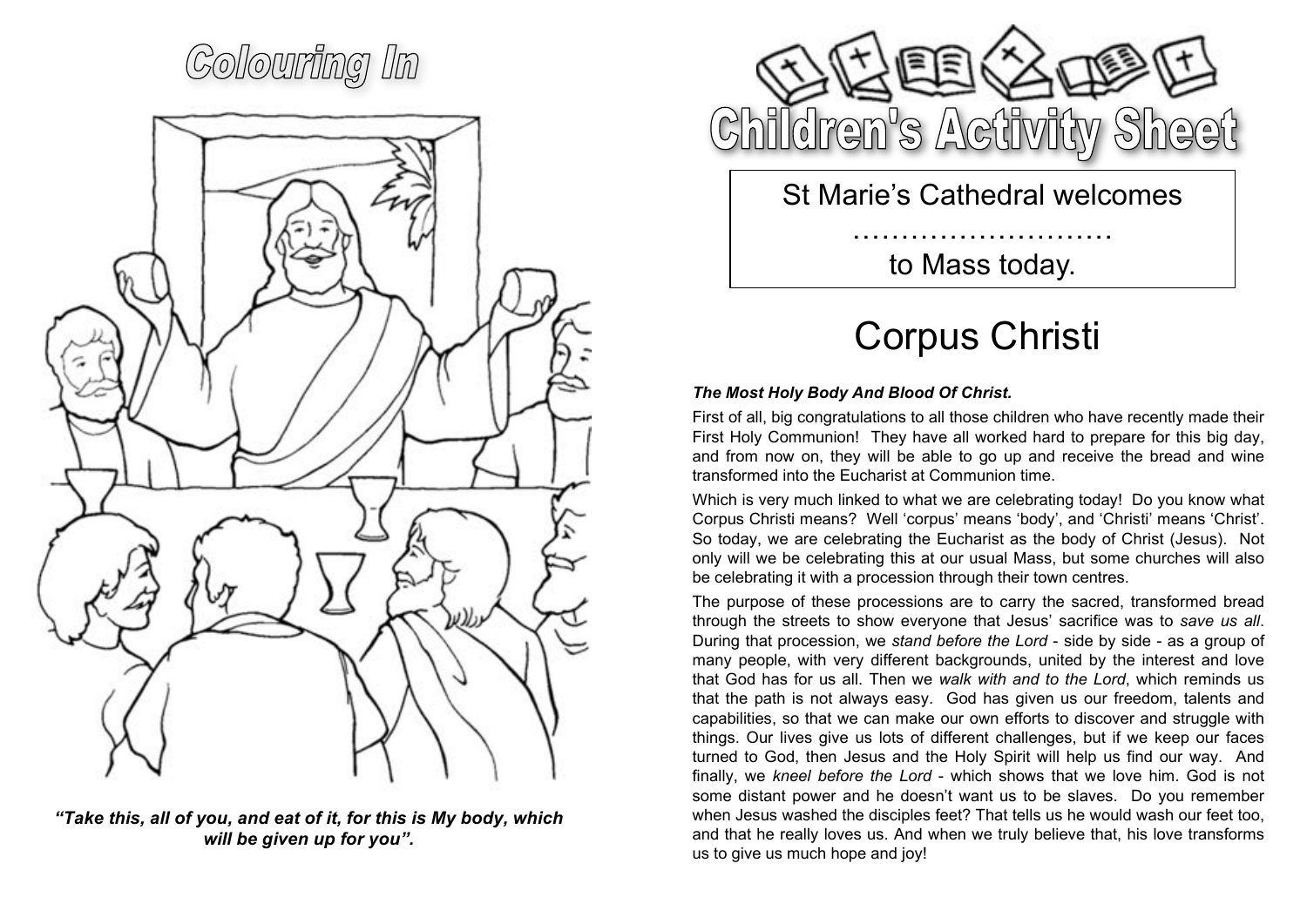# Colouring In

*"Take this, all of you, and eat of it, for this is My body, which will be given up for you".*

# Children's Activity Sheet

St Marie's Cathedral welcomes

………………………

to Mass today.

## Corpus Christi

***The Most Holy Body And Blood Of Christ.***

First of all, big congratulations to all those children who have recently made their First Holy Communion! They have all worked hard to prepare for this big day, and from now on, they will be able to go up and receive the bread and wine transformed into the Eucharist at Communion time.

Which is very much linked to what we are celebrating today! Do you know what Corpus Christi means? Well 'corpus' means 'body', and 'Christi' means 'Christ'. So today, we are celebrating the Eucharist as the body of Christ (Jesus). Not only will we be celebrating this at our usual Mass, but some churches will also be celebrating it with a procession through their town centres.

The purpose of these processions are to carry the sacred, transformed bread through the streets to show everyone that Jesus' sacrifice was to *save us all*. During that procession, we *stand before the Lord* - side by side - as a group of many people, with very different backgrounds, united by the interest and love that God has for us all. Then we *walk with and to the Lord*, which reminds us that the path is not always easy. God has given us our freedom, talents and capabilities, so that we can make our own efforts to discover and struggle with things. Our lives give us lots of different challenges, but if we keep our faces turned to God, then Jesus and the Holy Spirit will help us find our way. And finally, we *kneel before the Lord* - which shows that we love him. God is not some distant power and he doesn't want us to be slaves. Do you remember when Jesus washed the disciples feet? That tells us he would wash our feet too, and that he really loves us. And when we truly believe that, his love transforms us to give us much hope and joy!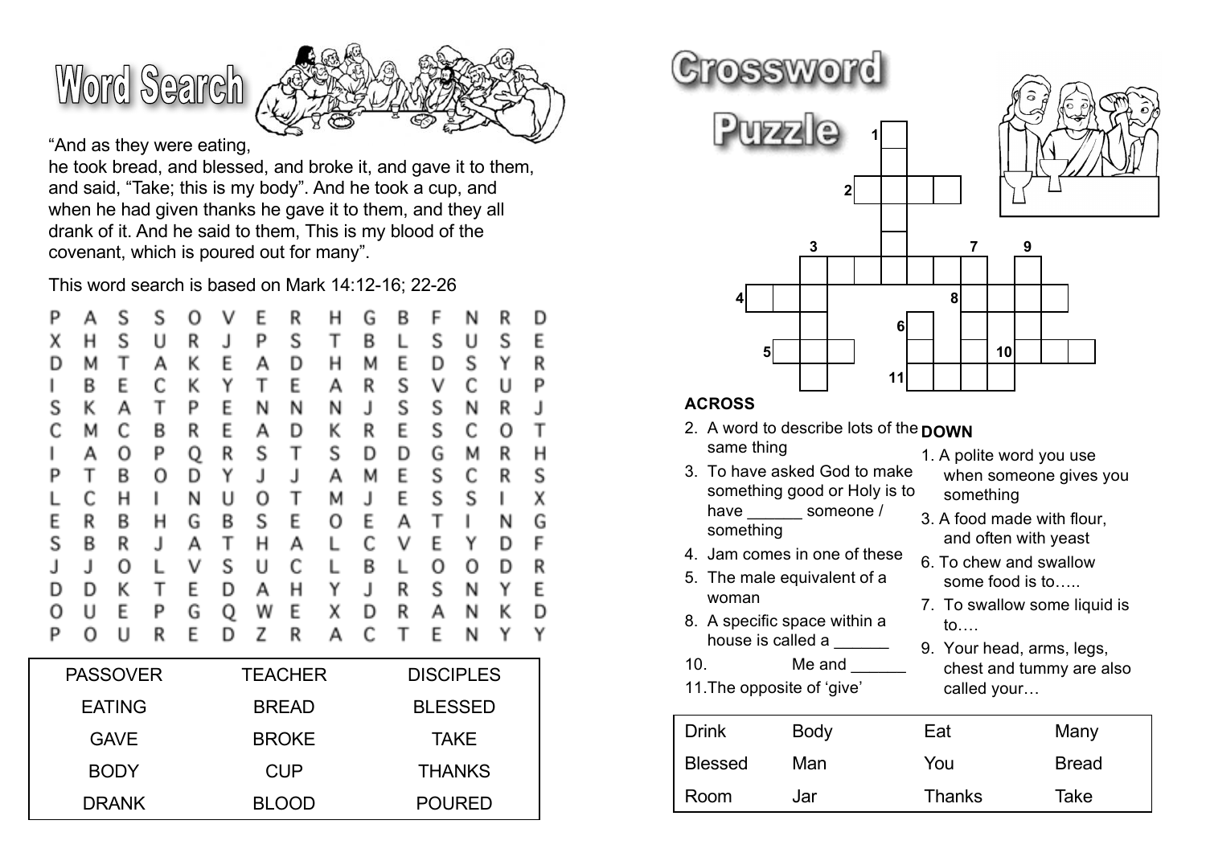# Word Search

"And as they were eating,
he took bread, and blessed, and broke it, and gave it to them, and said, "Take; this is my body". And he took a cup, and when he had given thanks he gave it to them, and they all drank of it. And he said to them, This is my blood of the covenant, which is poured out for many".

This word search is based on Mark 14:12-16; 22-26

```
P A S S O V E R H G B F N R D
X H S U R J P S T B L S U S E
D M T A K E A D H M E D S Y R
I B E C K Y T E A R S V C U P
S K A T P E N N N J S S N R J
C M C B R E A D K R E S C O T
I A O P Q R S T S D D G M R H
P T B O D Y J J A M E S C R S
L C H I N U O T M J E S S I X
E R B H G B S E O E A T I N G
S B R J A T H A L C V E Y D F
J J O L V S U C L B L O O D R
D D K T E D A H Y J R S N Y E
O U E P G Q W E X D R A N K D
P O U R E D Z R A C T E N Y Y
```

| | | |
|---|---|---|
| PASSOVER | TEACHER | DISCIPLES |
| EATING | BREAD | BLESSED |
| GAVE | BROKE | TAKE |
| BODY | CUP | THANKS |
| DRANK | BLOOD | POURED |

# Crossword Puzzle

**ACROSS**

2. A word to describe lots of the same thing
3. To have asked God to make something good or Holy is to have ______ someone / something
4. Jam comes in one of these
5. The male equivalent of a woman
8. A specific space within a house is called a ______
10. Me and ______
11. The opposite of 'give'

**DOWN**

1. A polite word you use when someone gives you something
3. A food made with flour, and often with yeast
6. To chew and swallow some food is to…..
7. To swallow some liquid is to….
9. Your head, arms, legs, chest and tummy are also called your…

| | | | |
|---|---|---|---|
| Drink | Body | Eat | Many |
| Blessed | Man | You | Bread |
| Room | Jar | Thanks | Take |